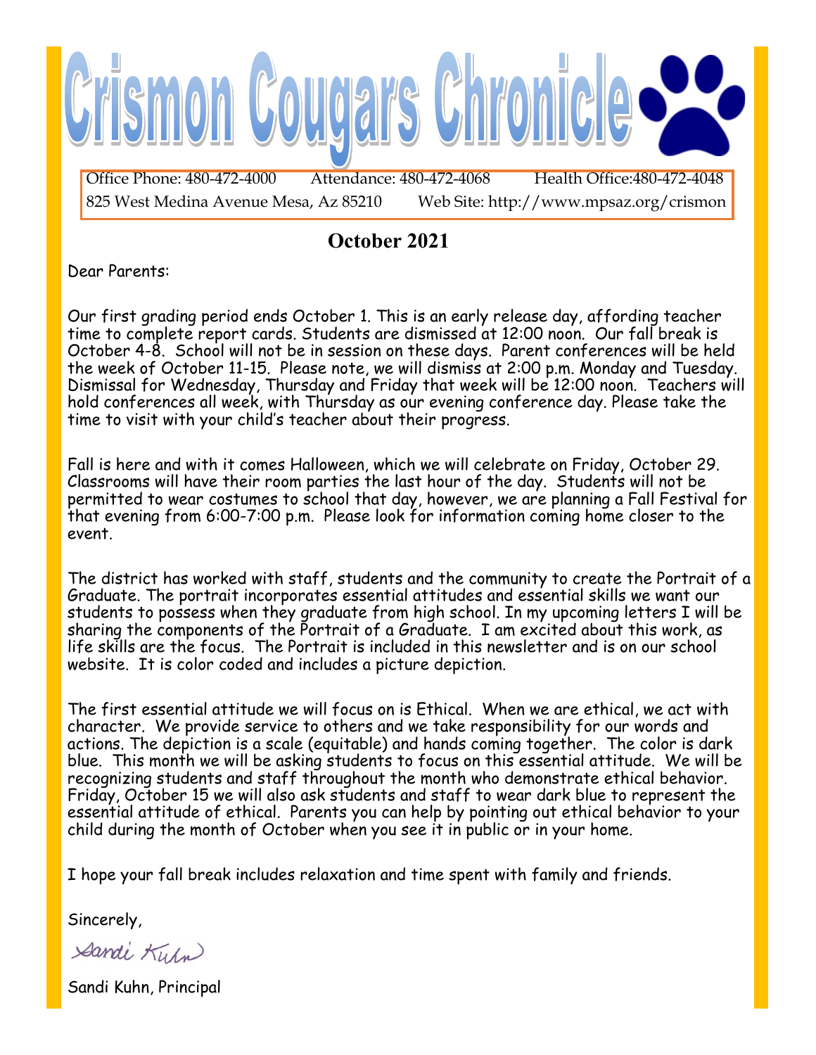# Crismon Cougars Chronicle

Office Phone: 480-472-4000 Attendance: 480-472-4068 Health Office:480-472-4048
825 West Medina Avenue Mesa, Az 85210 Web Site: http://www.mpsaz.org/crismon

## October 2021

Dear Parents:

Our first grading period ends October 1. This is an early release day, affording teacher time to complete report cards. Students are dismissed at 12:00 noon. Our fall break is October 4-8. School will not be in session on these days. Parent conferences will be held the week of October 11-15. Please note, we will dismiss at 2:00 p.m. Monday and Tuesday. Dismissal for Wednesday, Thursday and Friday that week will be 12:00 noon. Teachers will hold conferences all week, with Thursday as our evening conference day. Please take the time to visit with your child's teacher about their progress.

Fall is here and with it comes Halloween, which we will celebrate on Friday, October 29. Classrooms will have their room parties the last hour of the day. Students will not be permitted to wear costumes to school that day, however, we are planning a Fall Festival for that evening from 6:00-7:00 p.m. Please look for information coming home closer to the event.

The district has worked with staff, students and the community to create the Portrait of a Graduate. The portrait incorporates essential attitudes and essential skills we want our students to possess when they graduate from high school. In my upcoming letters I will be sharing the components of the Portrait of a Graduate. I am excited about this work, as life skills are the focus. The Portrait is included in this newsletter and is on our school website. It is color coded and includes a picture depiction.

The first essential attitude we will focus on is Ethical. When we are ethical, we act with character. We provide service to others and we take responsibility for our words and actions. The depiction is a scale (equitable) and hands coming together. The color is dark blue. This month we will be asking students to focus on this essential attitude. We will be recognizing students and staff throughout the month who demonstrate ethical behavior. Friday, October 15 we will also ask students and staff to wear dark blue to represent the essential attitude of ethical. Parents you can help by pointing out ethical behavior to your child during the month of October when you see it in public or in your home.

I hope your fall break includes relaxation and time spent with family and friends.

Sincerely,

*Sandi Kuhn*

Sandi Kuhn, Principal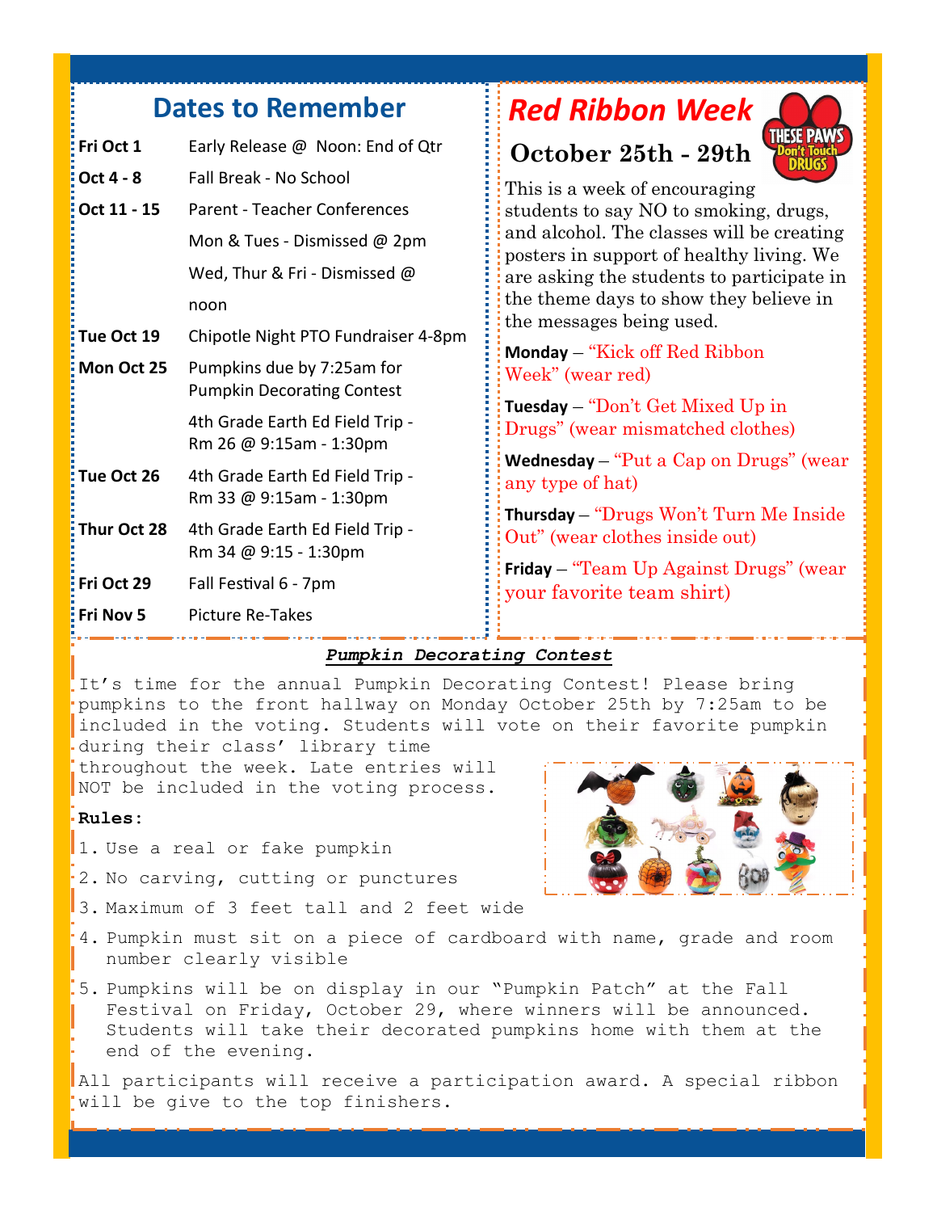## Dates to Remember

| | |
|---|---|
| **Fri Oct 1** | Early Release @ Noon: End of Qtr |
| **Oct 4 - 8** | Fall Break - No School |
| **Oct 11 - 15** | Parent - Teacher Conferences |
| | Mon & Tues - Dismissed @ 2pm |
| | Wed, Thur & Fri - Dismissed @ noon |
| **Tue Oct 19** | Chipotle Night PTO Fundraiser 4-8pm |
| **Mon Oct 25** | Pumpkins due by 7:25am for Pumpkin Decorating Contest |
| | 4th Grade Earth Ed Field Trip - Rm 26 @ 9:15am - 1:30pm |
| **Tue Oct 26** | 4th Grade Earth Ed Field Trip - Rm 33 @ 9:15am - 1:30pm |
| **Thur Oct 28** | 4th Grade Earth Ed Field Trip - Rm 34 @ 9:15 - 1:30pm |
| **Fri Oct 29** | Fall Festival 6 - 7pm |
| **Fri Nov 5** | Picture Re-Takes |

## *Red Ribbon Week*

### October 25th - 29th

THESE PAWS Don't Touch DRUGS

This is a week of encouraging students to say NO to smoking, drugs, and alcohol. The classes will be creating posters in support of healthy living. We are asking the students to participate in the theme days to show they believe in the messages being used.

**Monday** – "Kick off Red Ribbon Week" (wear red)

**Tuesday** – "Don't Get Mixed Up in Drugs" (wear mismatched clothes)

**Wednesday** – "Put a Cap on Drugs" (wear any type of hat)

**Thursday** – "Drugs Won't Turn Me Inside Out" (wear clothes inside out)

**Friday** – "Team Up Against Drugs" (wear your favorite team shirt)

### ***Pumpkin Decorating Contest***

It's time for the annual Pumpkin Decorating Contest! Please bring pumpkins to the front hallway on Monday October 25th by 7:25am to be included in the voting. Students will vote on their favorite pumpkin during their class' library time throughout the week. Late entries will NOT be included in the voting process.

**Rules:**

1. Use a real or fake pumpkin
2. No carving, cutting or punctures
3. Maximum of 3 feet tall and 2 feet wide
4. Pumpkin must sit on a piece of cardboard with name, grade and room number clearly visible
5. Pumpkins will be on display in our "Pumpkin Patch" at the Fall Festival on Friday, October 29, where winners will be announced. Students will take their decorated pumpkins home with them at the end of the evening.

All participants will receive a participation award. A special ribbon will be give to the top finishers.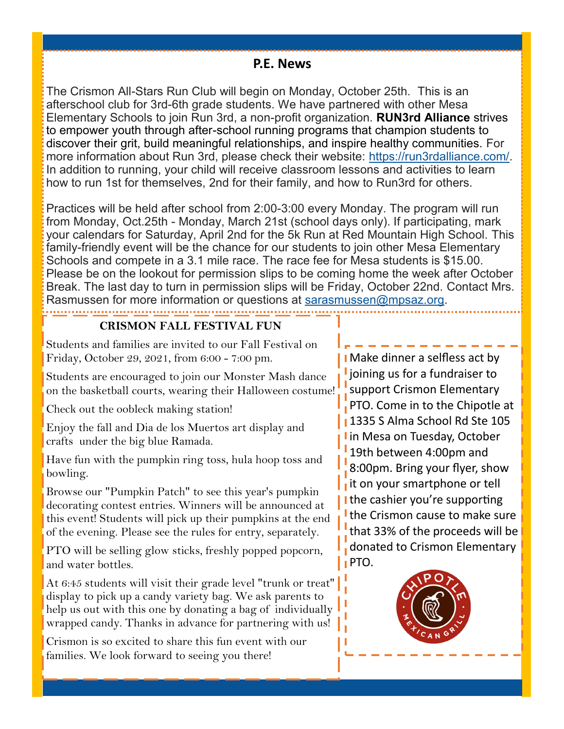## P.E. News

The Crismon All-Stars Run Club will begin on Monday, October 25th. This is an afterschool club for 3rd-6th grade students. We have partnered with other Mesa Elementary Schools to join Run 3rd, a non-profit organization. **RUN3rd Alliance** strives to empower youth through after-school running programs that champion students to discover their grit, build meaningful relationships, and inspire healthy communities. For more information about Run 3rd, please check their website: https://run3rdalliance.com/. In addition to running, your child will receive classroom lessons and activities to learn how to run 1st for themselves, 2nd for their family, and how to Run3rd for others.

Practices will be held after school from 2:00-3:00 every Monday. The program will run from Monday, Oct.25th - Monday, March 21st (school days only). If participating, mark your calendars for Saturday, April 2nd for the 5k Run at Red Mountain High School. This family-friendly event will be the chance for our students to join other Mesa Elementary Schools and compete in a 3.1 mile race. The race fee for Mesa students is $15.00. Please be on the lookout for permission slips to be coming home the week after October Break. The last day to turn in permission slips will be Friday, October 22nd. Contact Mrs. Rasmussen for more information or questions at sarasmussen@mpsaz.org.

### CRISMON FALL FESTIVAL FUN

Students and families are invited to our Fall Festival on Friday, October 29, 2021, from 6:00 - 7:00 pm.

Students are encouraged to join our Monster Mash dance on the basketball courts, wearing their Halloween costume!

Check out the oobleck making station!

Enjoy the fall and Dia de los Muertos art display and crafts under the big blue Ramada.

Have fun with the pumpkin ring toss, hula hoop toss and bowling.

Browse our "Pumpkin Patch" to see this year's pumpkin decorating contest entries. Winners will be announced at this event! Students will pick up their pumpkins at the end of the evening. Please see the rules for entry, separately.

PTO will be selling glow sticks, freshly popped popcorn, and water bottles.

At 6:45 students will visit their grade level "trunk or treat" display to pick up a candy variety bag. We ask parents to help us out with this one by donating a bag of individually wrapped candy. Thanks in advance for partnering with us!

Crismon is so excited to share this fun event with our families. We look forward to seeing you there!

Make dinner a selfless act by joining us for a fundraiser to support Crismon Elementary PTO. Come in to the Chipotle at 1335 S Alma School Rd Ste 105 in Mesa on Tuesday, October 19th between 4:00pm and 8:00pm. Bring your flyer, show it on your smartphone or tell the cashier you're supporting the Crismon cause to make sure that 33% of the proceeds will be donated to Crismon Elementary PTO.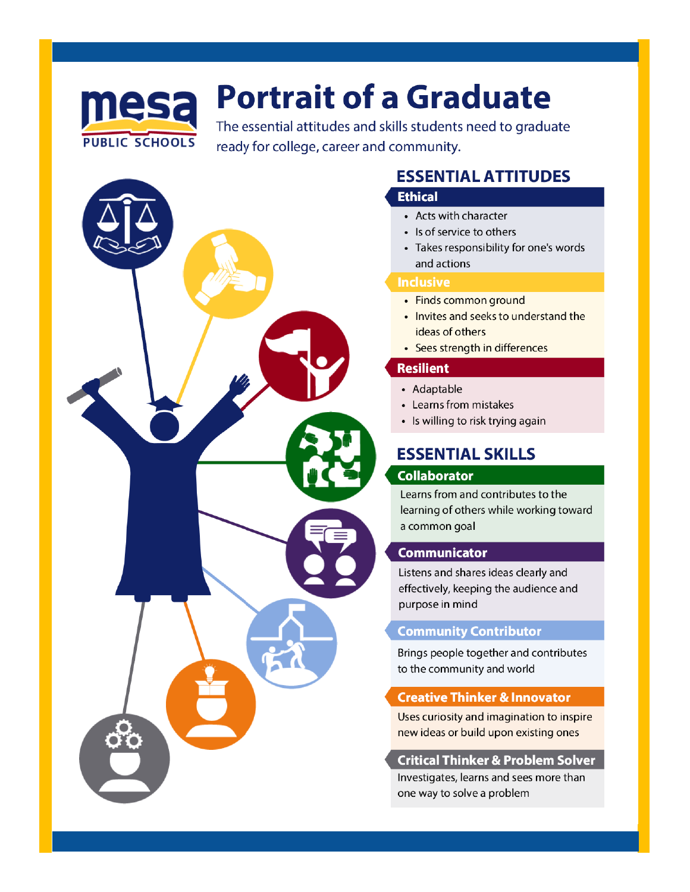mesa PUBLIC SCHOOLS

# Portrait of a Graduate

The essential attitudes and skills students need to graduate ready for college, career and community.

## ESSENTIAL ATTITUDES

### Ethical

- Acts with character
- Is of service to others
- Takes responsibility for one's words and actions

### Inclusive

- Finds common ground
- Invites and seeks to understand the ideas of others
- Sees strength in differences

### Resilient

- Adaptable
- Learns from mistakes
- Is willing to risk trying again

## ESSENTIAL SKILLS

### Collaborator

Learns from and contributes to the learning of others while working toward a common goal

### Communicator

Listens and shares ideas clearly and effectively, keeping the audience and purpose in mind

### Community Contributor

Brings people together and contributes to the community and world

### Creative Thinker & Innovator

Uses curiosity and imagination to inspire new ideas or build upon existing ones

### Critical Thinker & Problem Solver

Investigates, learns and sees more than one way to solve a problem